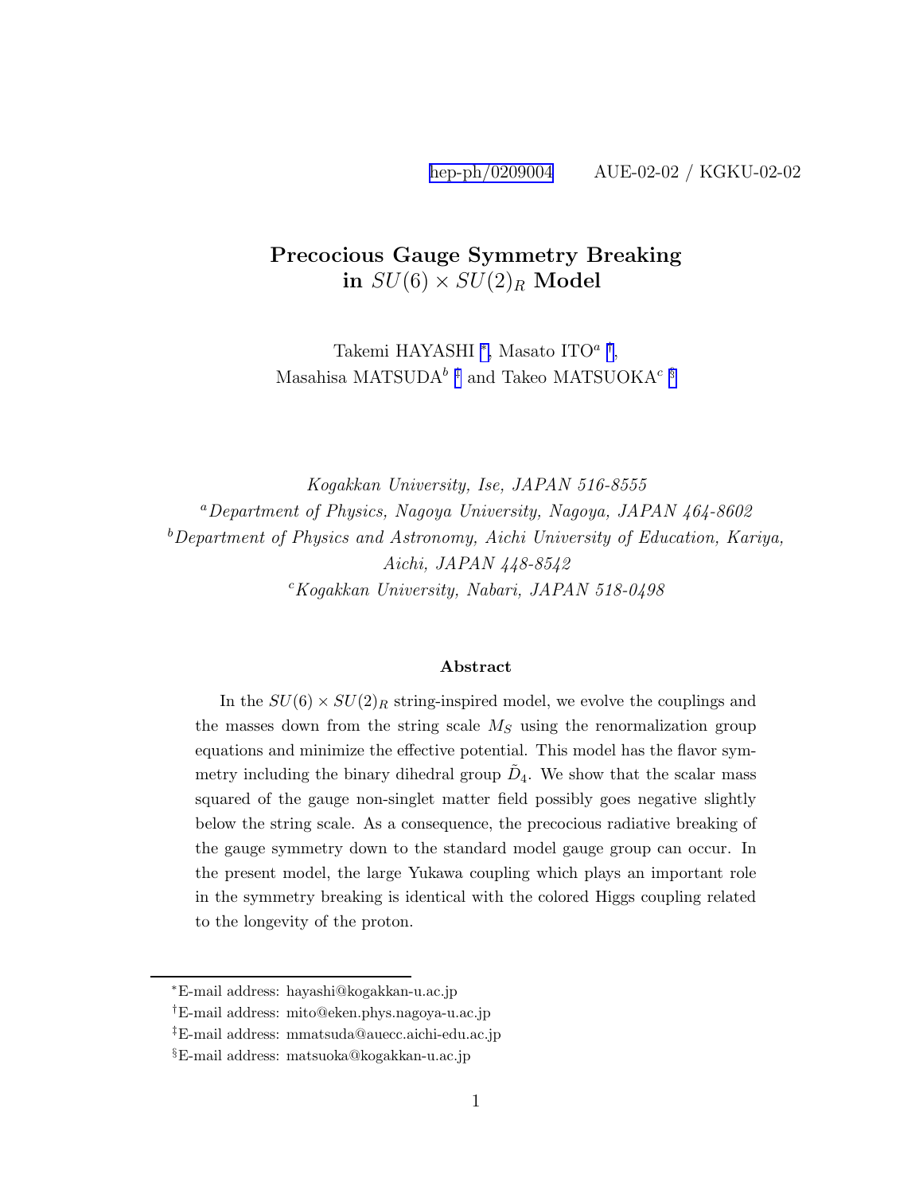hep-ph/0209004 AUE-02-02 / KGKU-02-02

# Precocious Gauge Symmetry Breaking in $SU(6) \times SU(2)_R$ Model

Takemi HAYASHI [*], Masato ITO[a] [†],
Masahisa MATSUDA[b] [‡] and Takeo MATSUOKA[c] [§]

*Kogakkan University, Ise, JAPAN 516-8555*
[a] *Department of Physics, Nagoya University, Nagoya, JAPAN 464-8602*
[b] *Department of Physics and Astronomy, Aichi University of Education, Kariya, Aichi, JAPAN 448-8542*
[c] *Kogakkan University, Nabari, JAPAN 518-0498*

### Abstract

In the $SU(6) \times SU(2)_R$ string-inspired model, we evolve the couplings and the masses down from the string scale $M_S$ using the renormalization group equations and minimize the effective potential. This model has the flavor symmetry including the binary dihedral group $\tilde{D}_4$. We show that the scalar mass squared of the gauge non-singlet matter field possibly goes negative slightly below the string scale. As a consequence, the precocious radiative breaking of the gauge symmetry down to the standard model gauge group can occur. In the present model, the large Yukawa coupling which plays an important role in the symmetry breaking is identical with the colored Higgs coupling related to the longevity of the proton.

---

[*] E-mail address: hayashi@kogakkan-u.ac.jp

[†] E-mail address: mito@eken.phys.nagoya-u.ac.jp

[‡] E-mail address: mmatsuda@auecc.aichi-edu.ac.jp

[§] E-mail address: matsuoka@kogakkan-u.ac.jp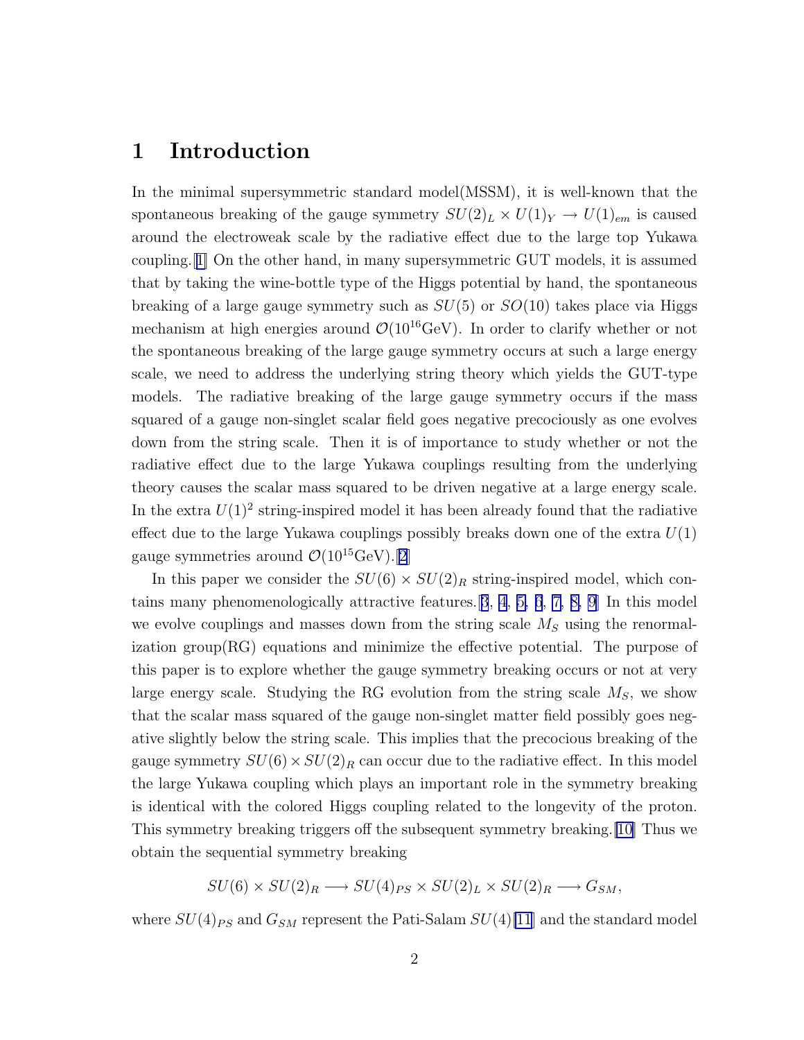# 1 Introduction

In the minimal supersymmetric standard model(MSSM), it is well-known that the spontaneous breaking of the gauge symmetry $SU(2)_L \times U(1)_Y \to U(1)_{em}$ is caused around the electroweak scale by the radiative effect due to the large top Yukawa coupling.[1] On the other hand, in many supersymmetric GUT models, it is assumed that by taking the wine-bottle type of the Higgs potential by hand, the spontaneous breaking of a large gauge symmetry such as $SU(5)$ or $SO(10)$ takes place via Higgs mechanism at high energies around $\mathcal{O}(10^{16}\text{GeV})$. In order to clarify whether or not the spontaneous breaking of the large gauge symmetry occurs at such a large energy scale, we need to address the underlying string theory which yields the GUT-type models. The radiative breaking of the large gauge symmetry occurs if the mass squared of a gauge non-singlet scalar field goes negative precociously as one evolves down from the string scale. Then it is of importance to study whether or not the radiative effect due to the large Yukawa couplings resulting from the underlying theory causes the scalar mass squared to be driven negative at a large energy scale. In the extra $U(1)^2$ string-inspired model it has been already found that the radiative effect due to the large Yukawa couplings possibly breaks down one of the extra $U(1)$ gauge symmetries around $\mathcal{O}(10^{15}\text{GeV})$.[2]

In this paper we consider the $SU(6) \times SU(2)_R$ string-inspired model, which contains many phenomenologically attractive features.[3, 4, 5, 6, 7, 8, 9] In this model we evolve couplings and masses down from the string scale $M_S$ using the renormalization group(RG) equations and minimize the effective potential. The purpose of this paper is to explore whether the gauge symmetry breaking occurs or not at very large energy scale. Studying the RG evolution from the string scale $M_S$, we show that the scalar mass squared of the gauge non-singlet matter field possibly goes negative slightly below the string scale. This implies that the precocious breaking of the gauge symmetry $SU(6) \times SU(2)_R$ can occur due to the radiative effect. In this model the large Yukawa coupling which plays an important role in the symmetry breaking is identical with the colored Higgs coupling related to the longevity of the proton. This symmetry breaking triggers off the subsequent symmetry breaking.[10] Thus we obtain the sequential symmetry breaking

$$SU(6) \times SU(2)_R \longrightarrow SU(4)_{PS} \times SU(2)_L \times SU(2)_R \longrightarrow G_{SM},$$

where $SU(4)_{PS}$ and $G_{SM}$ represent the Pati-Salam $SU(4)$[11] and the standard model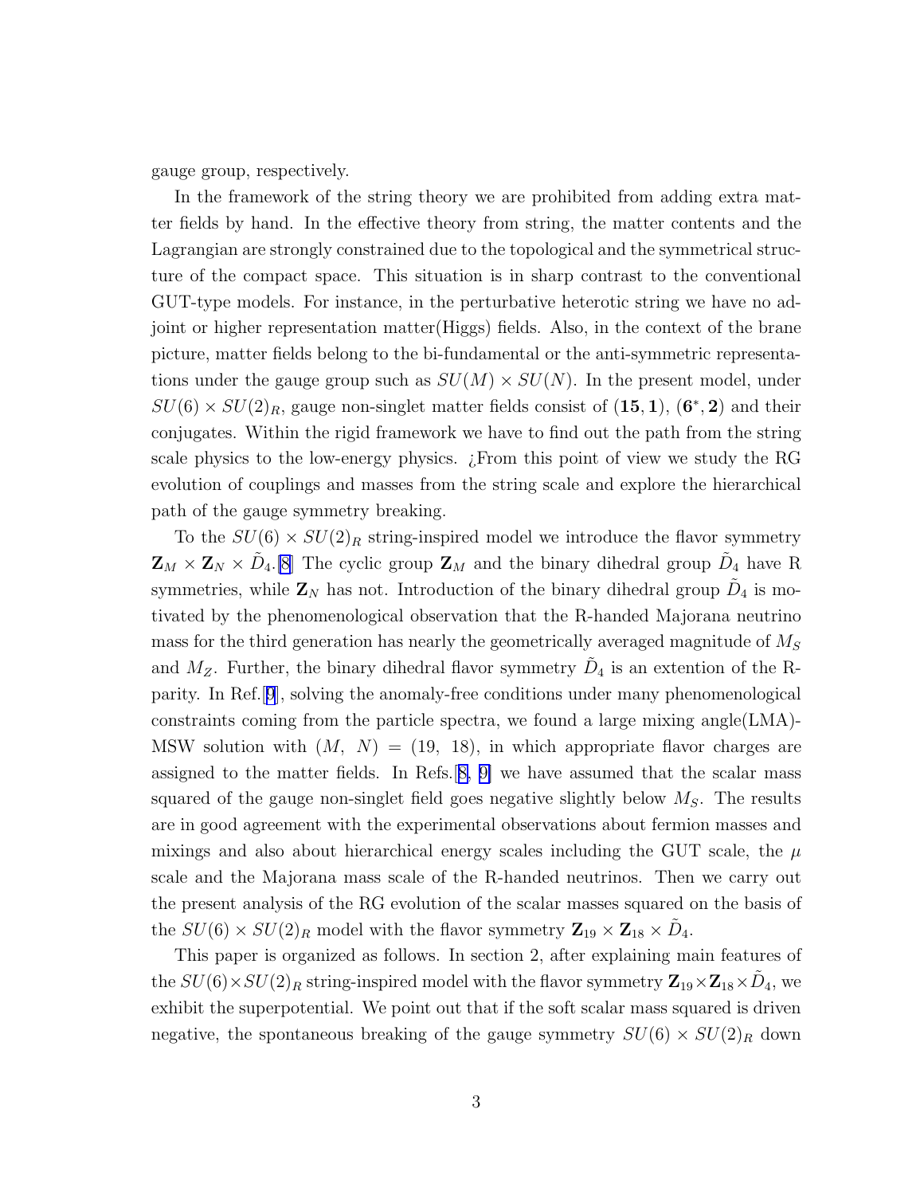gauge group, respectively.

In the framework of the string theory we are prohibited from adding extra matter fields by hand. In the effective theory from string, the matter contents and the Lagrangian are strongly constrained due to the topological and the symmetrical structure of the compact space. This situation is in sharp contrast to the conventional GUT-type models. For instance, in the perturbative heterotic string we have no adjoint or higher representation matter(Higgs) fields. Also, in the context of the brane picture, matter fields belong to the bi-fundamental or the anti-symmetric representations under the gauge group such as $SU(M) \times SU(N)$. In the present model, under $SU(6) \times SU(2)_R$, gauge non-singlet matter fields consist of $(\mathbf{15}, \mathbf{1})$, $(\mathbf{6}^*, \mathbf{2})$ and their conjugates. Within the rigid framework we have to find out the path from the string scale physics to the low-energy physics. ¿From this point of view we study the RG evolution of couplings and masses from the string scale and explore the hierarchical path of the gauge symmetry breaking.

To the $SU(6) \times SU(2)_R$ string-inspired model we introduce the flavor symmetry $\mathbf{Z}_M \times \mathbf{Z}_N \times \tilde{D}_4$.[8] The cyclic group $\mathbf{Z}_M$ and the binary dihedral group $\tilde{D}_4$ have R symmetries, while $\mathbf{Z}_N$ has not. Introduction of the binary dihedral group $\tilde{D}_4$ is motivated by the phenomenological observation that the R-handed Majorana neutrino mass for the third generation has nearly the geometrically averaged magnitude of $M_S$ and $M_Z$. Further, the binary dihedral flavor symmetry $\tilde{D}_4$ is an extention of the R-parity. In Ref.[9], solving the anomaly-free conditions under many phenomenological constraints coming from the particle spectra, we found a large mixing angle(LMA)-MSW solution with $(M,\ N) = (19,\ 18)$, in which appropriate flavor charges are assigned to the matter fields. In Refs.[8, 9] we have assumed that the scalar mass squared of the gauge non-singlet field goes negative slightly below $M_S$. The results are in good agreement with the experimental observations about fermion masses and mixings and also about hierarchical energy scales including the GUT scale, the $\mu$ scale and the Majorana mass scale of the R-handed neutrinos. Then we carry out the present analysis of the RG evolution of the scalar masses squared on the basis of the $SU(6) \times SU(2)_R$ model with the flavor symmetry $\mathbf{Z}_{19} \times \mathbf{Z}_{18} \times \tilde{D}_4$.

This paper is organized as follows. In section 2, after explaining main features of the $SU(6) \times SU(2)_R$ string-inspired model with the flavor symmetry $\mathbf{Z}_{19} \times \mathbf{Z}_{18} \times \tilde{D}_4$, we exhibit the superpotential. We point out that if the soft scalar mass squared is driven negative, the spontaneous breaking of the gauge symmetry $SU(6) \times SU(2)_R$ down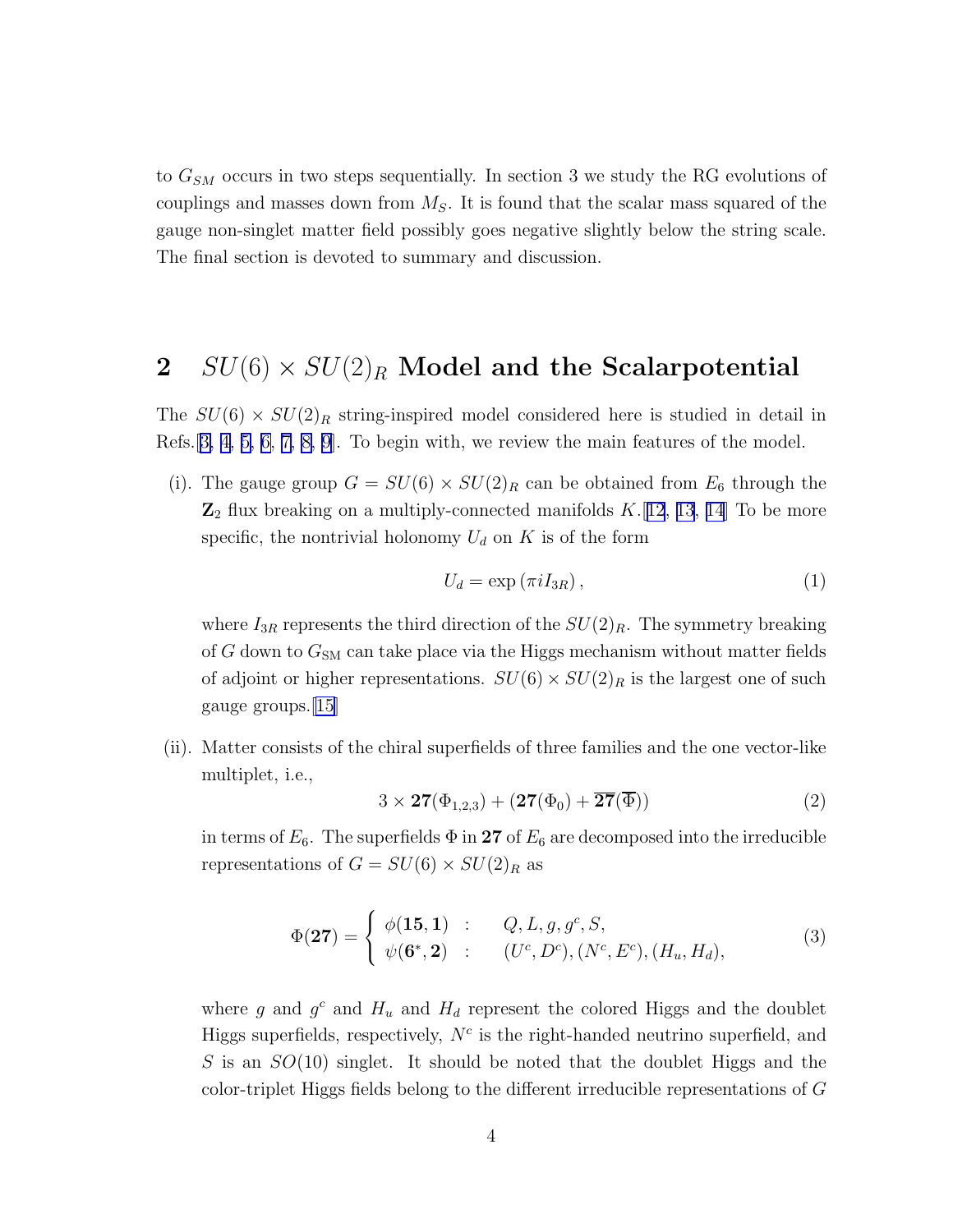to $G_{SM}$ occurs in two steps sequentially. In section 3 we study the RG evolutions of couplings and masses down from $M_S$. It is found that the scalar mass squared of the gauge non-singlet matter field possibly goes negative slightly below the string scale. The final section is devoted to summary and discussion.

## 2 $SU(6) \times SU(2)_R$ Model and the Scalarpotential

The $SU(6) \times SU(2)_R$ string-inspired model considered here is studied in detail in Refs.[3, 4, 5, 6, 7, 8, 9]. To begin with, we review the main features of the model.

(i). The gauge group $G = SU(6) \times SU(2)_R$ can be obtained from $E_6$ through the $\mathbf{Z}_2$ flux breaking on a multiply-connected manifolds $K$.[12, 13, 14] To be more specific, the nontrivial holonomy $U_d$ on $K$ is of the form

$$U_d = \exp\left(\pi i I_{3R}\right), \tag{1}$$

where $I_{3R}$ represents the third direction of the $SU(2)_R$. The symmetry breaking of $G$ down to $G_{\rm SM}$ can take place via the Higgs mechanism without matter fields of adjoint or higher representations. $SU(6) \times SU(2)_R$ is the largest one of such gauge groups.[15]

(ii). Matter consists of the chiral superfields of three families and the one vector-like multiplet, i.e.,

$$3 \times \mathbf{27}(\Phi_{1,2,3}) + (\mathbf{27}(\Phi_0) + \overline{\mathbf{27}}(\overline{\Phi})) \tag{2}$$

in terms of $E_6$. The superfields $\Phi$ in $\mathbf{27}$ of $E_6$ are decomposed into the irreducible representations of $G = SU(6) \times SU(2)_R$ as

$$\Phi(\mathbf{27}) = \left\{ \begin{array}{lll} \phi(\mathbf{15}, \mathbf{1}) & : & Q, L, g, g^c, S, \\ \psi(\mathbf{6}^*, \mathbf{2}) & : & (U^c, D^c), (N^c, E^c), (H_u, H_d), \end{array} \right. \tag{3}$$

where $g$ and $g^c$ and $H_u$ and $H_d$ represent the colored Higgs and the doublet Higgs superfields, respectively, $N^c$ is the right-handed neutrino superfield, and $S$ is an $SO(10)$ singlet. It should be noted that the doublet Higgs and the color-triplet Higgs fields belong to the different irreducible representations of $G$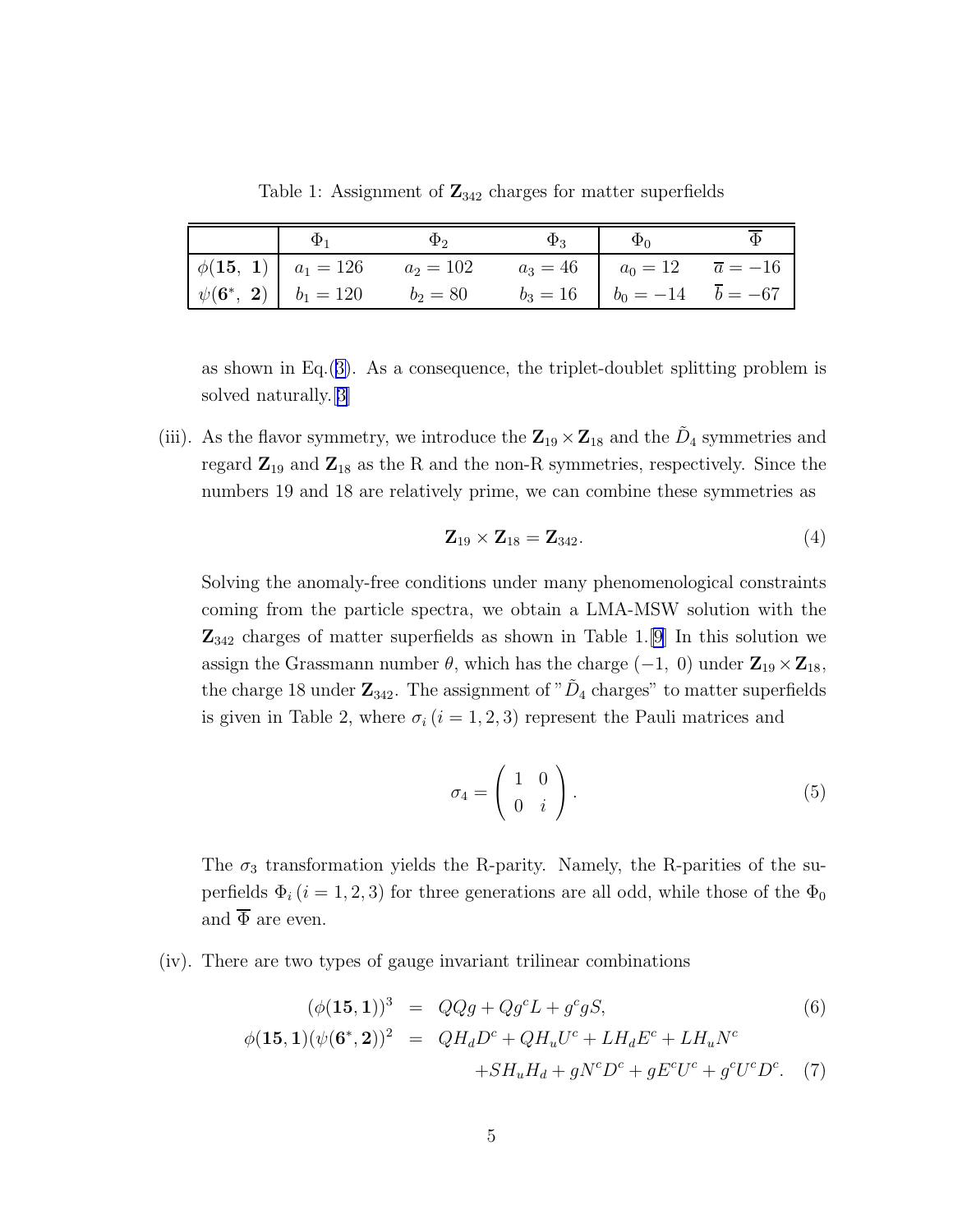Table 1: Assignment of $\mathbf{Z}_{342}$ charges for matter superfields

| | $\Phi_1$ | $\Phi_2$ | $\Phi_3$ | $\Phi_0$ | $\overline{\Phi}$ |
|---|---|---|---|---|---|
| $\phi(\mathbf{15},\ \mathbf{1})$ | $a_1 = 126$ | $a_2 = 102$ | $a_3 = 46$ | $a_0 = 12$ | $\overline{a} = -16$ |
| $\psi(\mathbf{6}^*,\ \mathbf{2})$ | $b_1 = 120$ | $b_2 = 80$ | $b_3 = 16$ | $b_0 = -14$ | $\overline{b} = -67$ |

as shown in Eq.(3). As a consequence, the triplet-doublet splitting problem is solved naturally.[3]

(iii). As the flavor symmetry, we introduce the $\mathbf{Z}_{19} \times \mathbf{Z}_{18}$ and the $\tilde{D}_4$ symmetries and regard $\mathbf{Z}_{19}$ and $\mathbf{Z}_{18}$ as the R and the non-R symmetries, respectively. Since the numbers 19 and 18 are relatively prime, we can combine these symmetries as

$$\mathbf{Z}_{19} \times \mathbf{Z}_{18} = \mathbf{Z}_{342}. \tag{4}$$

Solving the anomaly-free conditions under many phenomenological constraints coming from the particle spectra, we obtain a LMA-MSW solution with the $\mathbf{Z}_{342}$ charges of matter superfields as shown in Table 1.[9] In this solution we assign the Grassmann number $\theta$, which has the charge $(-1,\ 0)$ under $\mathbf{Z}_{19} \times \mathbf{Z}_{18}$, the charge 18 under $\mathbf{Z}_{342}$. The assignment of "$\tilde{D}_4$ charges" to matter superfields is given in Table 2, where $\sigma_i\,(i = 1, 2, 3)$ represent the Pauli matrices and

$$\sigma_4 = \begin{pmatrix} 1 & 0 \\ 0 & i \end{pmatrix}. \tag{5}$$

The $\sigma_3$ transformation yields the R-parity. Namely, the R-parities of the superfields $\Phi_i\,(i = 1, 2, 3)$ for three generations are all odd, while those of the $\Phi_0$ and $\overline{\Phi}$ are even.

(iv). There are two types of gauge invariant trilinear combinations

$$\begin{aligned}
(\phi(\mathbf{15}, \mathbf{1}))^3 &= QQg + Qg^cL + g^cgS, && (6) \\
\phi(\mathbf{15}, \mathbf{1})(\psi(\mathbf{6}^*, \mathbf{2}))^2 &= QH_dD^c + QH_uU^c + LH_dE^c + LH_uN^c \\
&\quad + SH_uH_d + gN^cD^c + gE^cU^c + g^cU^cD^c. && (7)
\end{aligned}$$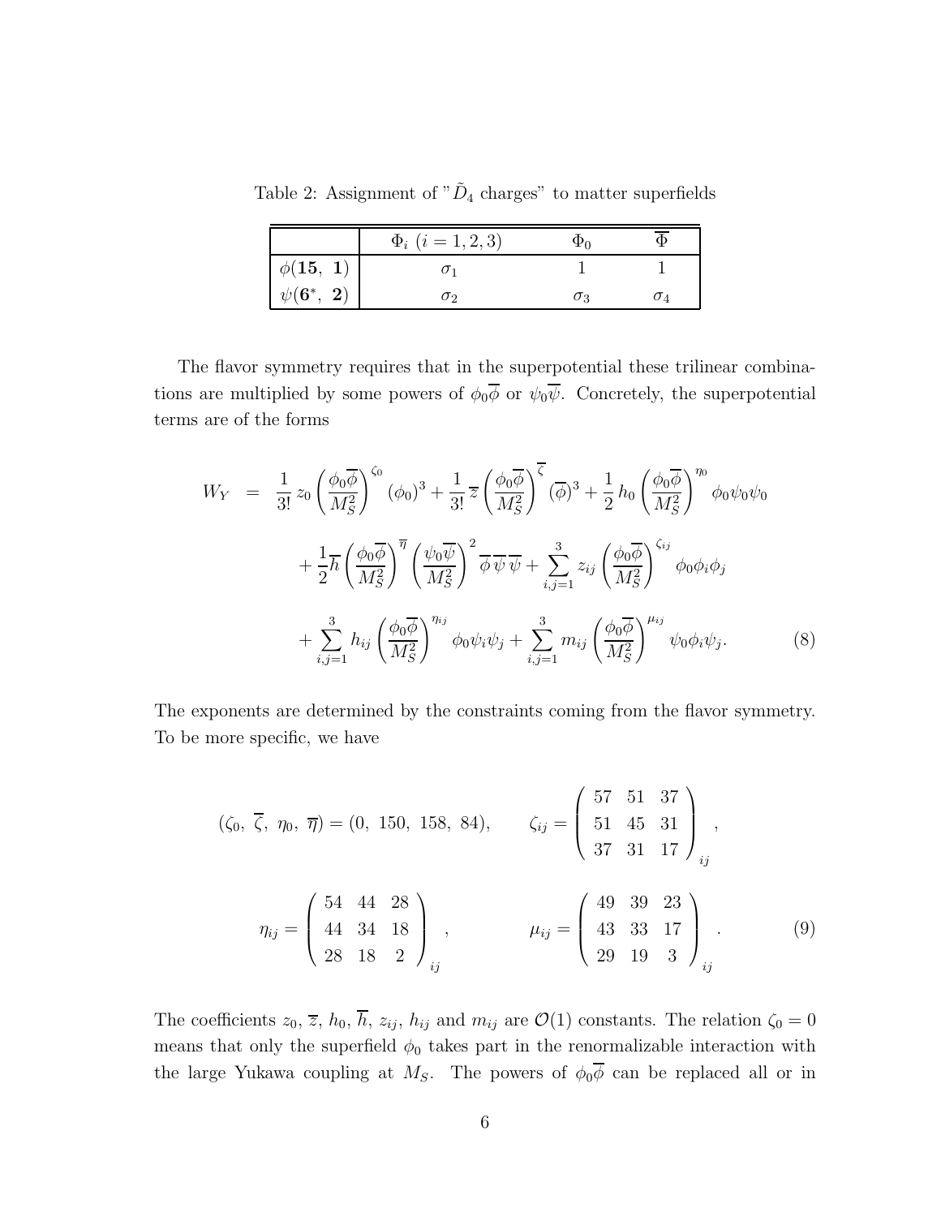Table 2: Assignment of "$\tilde{D}_4$ charges" to matter superfields

| | $\Phi_i$ $(i = 1, 2, 3)$ | $\Phi_0$ | $\overline{\Phi}$ |
|---|---|---|---|
| $\phi(\mathbf{15},\ \mathbf{1})$ | $\sigma_1$ | 1 | 1 |
| $\psi(\mathbf{6}^*,\ \mathbf{2})$ | $\sigma_2$ | $\sigma_3$ | $\sigma_4$ |

The flavor symmetry requires that in the superpotential these trilinear combinations are multiplied by some powers of $\phi_0\overline{\phi}$ or $\psi_0\overline{\psi}$. Concretely, the superpotential terms are of the forms

$$
\begin{aligned}
W_Y \;=\;& \frac{1}{3!}\, z_0 \left(\frac{\phi_0\overline{\phi}}{M_S^2}\right)^{\zeta_0} (\phi_0)^3 + \frac{1}{3!}\, \overline{z} \left(\frac{\phi_0\overline{\phi}}{M_S^2}\right)^{\overline{\zeta}} (\overline{\phi})^3 + \frac{1}{2}\, h_0 \left(\frac{\phi_0\overline{\phi}}{M_S^2}\right)^{\eta_0} \phi_0\psi_0\psi_0 \\
&+ \frac{1}{2}\overline{h} \left(\frac{\phi_0\overline{\phi}}{M_S^2}\right)^{\overline{\eta}} \left(\frac{\psi_0\overline{\psi}}{M_S^2}\right)^{2} \overline{\phi}\,\overline{\psi}\,\overline{\psi} + \sum_{i,j=1}^{3} z_{ij} \left(\frac{\phi_0\overline{\phi}}{M_S^2}\right)^{\zeta_{ij}} \phi_0\phi_i\phi_j \\
&+ \sum_{i,j=1}^{3} h_{ij} \left(\frac{\phi_0\overline{\phi}}{M_S^2}\right)^{\eta_{ij}} \phi_0\psi_i\psi_j + \sum_{i,j=1}^{3} m_{ij} \left(\frac{\phi_0\overline{\phi}}{M_S^2}\right)^{\mu_{ij}} \psi_0\phi_i\psi_j. \qquad (8)
\end{aligned}
$$

The exponents are determined by the constraints coming from the flavor symmetry. To be more specific, we have

$$
(\zeta_0,\ \overline{\zeta},\ \eta_0,\ \overline{\eta}) = (0,\ 150,\ 158,\ 84), \qquad \zeta_{ij} = \begin{pmatrix} 57 & 51 & 37 \\ 51 & 45 & 31 \\ 37 & 31 & 17 \end{pmatrix}_{ij},
$$

$$
\eta_{ij} = \begin{pmatrix} 54 & 44 & 28 \\ 44 & 34 & 18 \\ 28 & 18 & 2 \end{pmatrix}_{ij}, \qquad \mu_{ij} = \begin{pmatrix} 49 & 39 & 23 \\ 43 & 33 & 17 \\ 29 & 19 & 3 \end{pmatrix}_{ij}. \qquad (9)
$$

The coefficients $z_0$, $\overline{z}$, $h_0$, $\overline{h}$, $z_{ij}$, $h_{ij}$ and $m_{ij}$ are $\mathcal{O}(1)$ constants. The relation $\zeta_0 = 0$ means that only the superfield $\phi_0$ takes part in the renormalizable interaction with the large Yukawa coupling at $M_S$. The powers of $\phi_0\overline{\phi}$ can be replaced all or in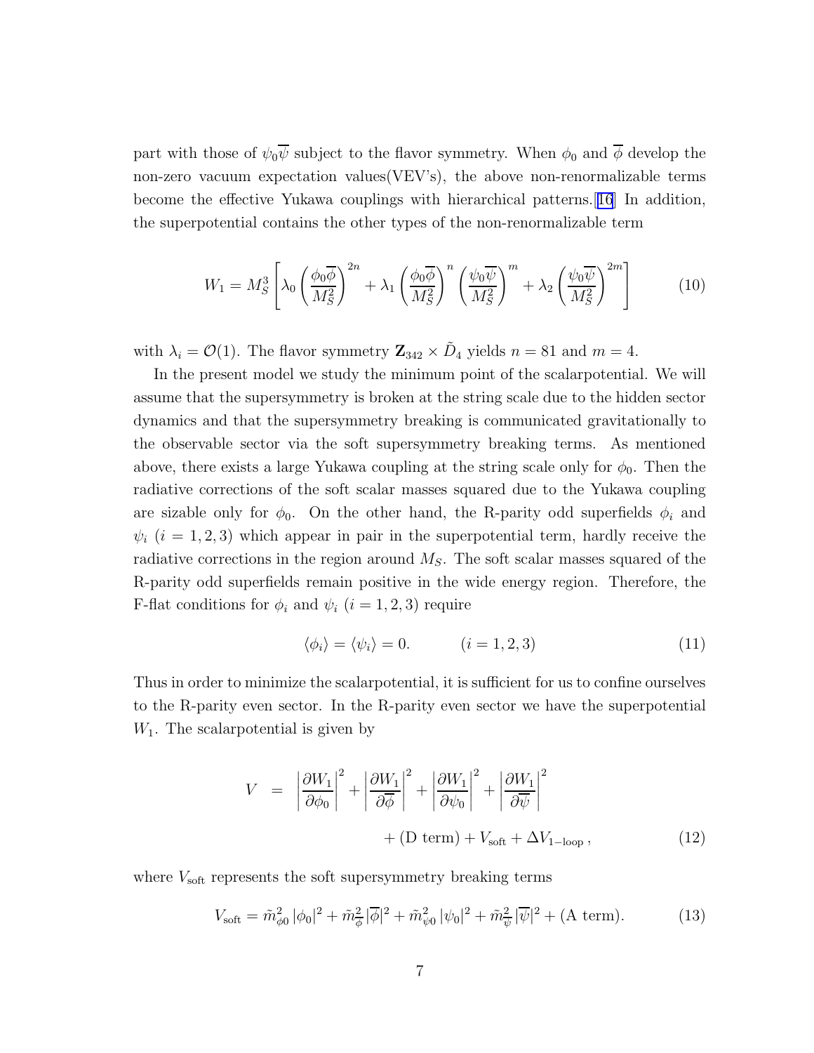part with those of $\psi_0\overline{\psi}$ subject to the flavor symmetry. When $\phi_0$ and $\overline{\phi}$ develop the non-zero vacuum expectation values(VEV's), the above non-renormalizable terms become the effective Yukawa couplings with hierarchical patterns.[16] In addition, the superpotential contains the other types of the non-renormalizable term

$$
W_1 = M_S^3 \left[ \lambda_0 \left( \frac{\phi_0\overline{\phi}}{M_S^2} \right)^{2n} + \lambda_1 \left( \frac{\phi_0\overline{\phi}}{M_S^2} \right)^{n} \left( \frac{\psi_0\overline{\psi}}{M_S^2} \right)^{m} + \lambda_2 \left( \frac{\psi_0\overline{\psi}}{M_S^2} \right)^{2m} \right] \tag{10}
$$

with $\lambda_i = \mathcal{O}(1)$. The flavor symmetry $\mathbf{Z}_{342} \times \tilde{D}_4$ yields $n = 81$ and $m = 4$.

In the present model we study the minimum point of the scalarpotential. We will assume that the supersymmetry is broken at the string scale due to the hidden sector dynamics and that the supersymmetry breaking is communicated gravitationally to the observable sector via the soft supersymmetry breaking terms. As mentioned above, there exists a large Yukawa coupling at the string scale only for $\phi_0$. Then the radiative corrections of the soft scalar masses squared due to the Yukawa coupling are sizable only for $\phi_0$. On the other hand, the R-parity odd superfields $\phi_i$ and $\psi_i$ $(i = 1, 2, 3)$ which appear in pair in the superpotential term, hardly receive the radiative corrections in the region around $M_S$. The soft scalar masses squared of the R-parity odd superfields remain positive in the wide energy region. Therefore, the F-flat conditions for $\phi_i$ and $\psi_i$ $(i = 1, 2, 3)$ require

$$
\langle \phi_i \rangle = \langle \psi_i \rangle = 0. \qquad (i = 1, 2, 3) \tag{11}
$$

Thus in order to minimize the scalarpotential, it is sufficient for us to confine ourselves to the R-parity even sector. In the R-parity even sector we have the superpotential $W_1$. The scalarpotential is given by

$$
\begin{aligned}
V \;=\; & \left| \frac{\partial W_1}{\partial \phi_0} \right|^2 + \left| \frac{\partial W_1}{\partial \overline{\phi}} \right|^2 + \left| \frac{\partial W_1}{\partial \psi_0} \right|^2 + \left| \frac{\partial W_1}{\partial \overline{\psi}} \right|^2 \\
& + (\text{D term}) + V_{\text{soft}} + \Delta V_{1-\text{loop}} \,,
\end{aligned} \tag{12}
$$

where $V_{\text{soft}}$ represents the soft supersymmetry breaking terms

$$
V_{\text{soft}} = \tilde{m}^2_{\phi 0}\, |\phi_0|^2 + \tilde{m}^2_{\overline{\phi}}\, |\overline{\phi}|^2 + \tilde{m}^2_{\psi 0}\, |\psi_0|^2 + \tilde{m}^2_{\overline{\psi}}\, |\overline{\psi}|^2 + (\text{A term}). \tag{13}
$$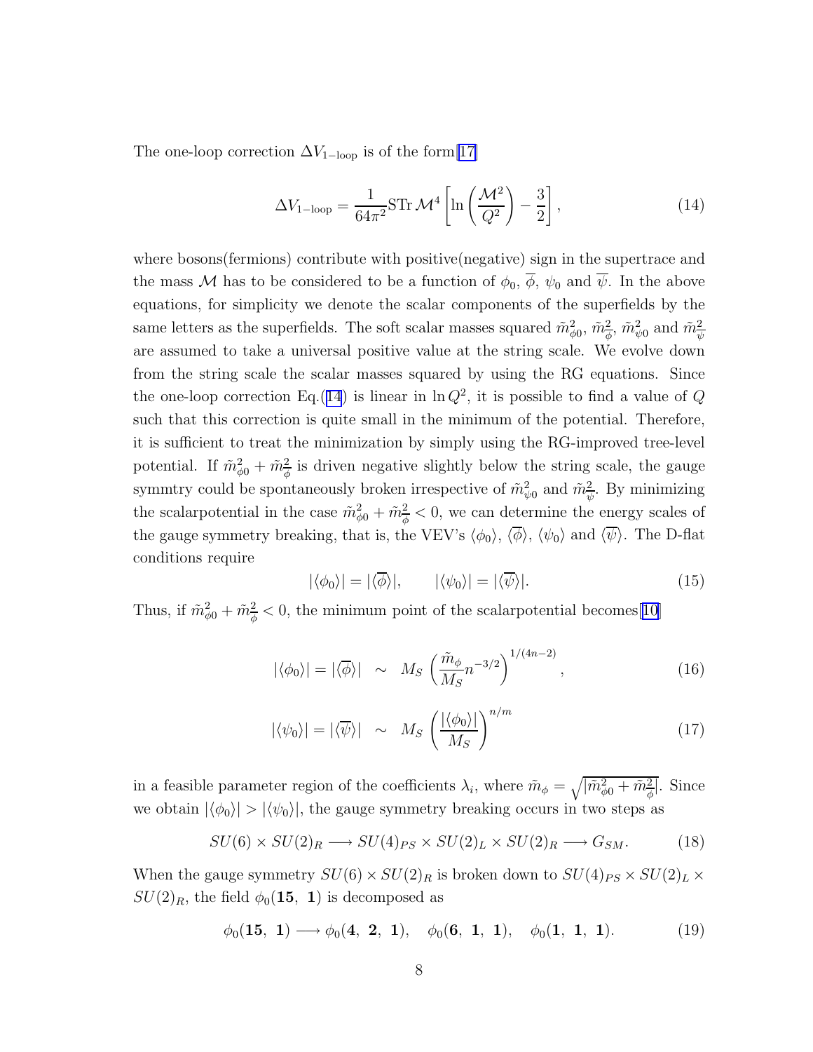The one-loop correction $\Delta V_{1-\mathrm{loop}}$ is of the form[17]

$$\Delta V_{1-\mathrm{loop}} = \frac{1}{64\pi^2} \mathrm{STr}\, \mathcal{M}^4 \left[ \ln\left(\frac{\mathcal{M}^2}{Q^2}\right) - \frac{3}{2} \right], \tag{14}$$

where bosons(fermions) contribute with positive(negative) sign in the supertrace and the mass $\mathcal{M}$ has to be considered to be a function of $\phi_0$, $\overline{\phi}$, $\psi_0$ and $\overline{\psi}$. In the above equations, for simplicity we denote the scalar components of the superfields by the same letters as the superfields. The soft scalar masses squared $\tilde{m}^2_{\phi 0}$, $\tilde{m}^2_{\overline{\phi}}$, $\tilde{m}^2_{\psi 0}$ and $\tilde{m}^2_{\overline{\psi}}$ are assumed to take a universal positive value at the string scale. We evolve down from the string scale the scalar masses squared by using the RG equations. Since the one-loop correction Eq.(14) is linear in $\ln Q^2$, it is possible to find a value of $Q$ such that this correction is quite small in the minimum of the potential. Therefore, it is sufficient to treat the minimization by simply using the RG-improved tree-level potential. If $\tilde{m}^2_{\phi 0} + \tilde{m}^2_{\overline{\phi}}$ is driven negative slightly below the string scale, the gauge symmtry could be spontaneously broken irrespective of $\tilde{m}^2_{\psi 0}$ and $\tilde{m}^2_{\overline{\psi}}$. By minimizing the scalarpotential in the case $\tilde{m}^2_{\phi 0} + \tilde{m}^2_{\overline{\phi}} < 0$, we can determine the energy scales of the gauge symmetry breaking, that is, the VEV's $\langle\phi_0\rangle$, $\langle\overline{\phi}\rangle$, $\langle\psi_0\rangle$ and $\langle\overline{\psi}\rangle$. The D-flat conditions require

$$|\langle\phi_0\rangle| = |\langle\overline{\phi}\rangle|, \qquad |\langle\psi_0\rangle| = |\langle\overline{\psi}\rangle|. \tag{15}$$

Thus, if $\tilde{m}^2_{\phi 0} + \tilde{m}^2_{\overline{\phi}} < 0$, the minimum point of the scalarpotential becomes[10]

$$|\langle\phi_0\rangle| = |\langle\overline{\phi}\rangle| \ \sim\ M_S \left( \frac{\tilde{m}_\phi}{M_S} n^{-3/2} \right)^{1/(4n-2)}, \tag{16}$$

$$|\langle\psi_0\rangle| = |\langle\overline{\psi}\rangle| \ \sim\ M_S \left( \frac{|\langle\phi_0\rangle|}{M_S} \right)^{n/m} \tag{17}$$

in a feasible parameter region of the coefficients $\lambda_i$, where $\tilde{m}_\phi = \sqrt{|\tilde{m}^2_{\phi 0} + \tilde{m}^2_{\overline{\phi}}|}$. Since we obtain $|\langle\phi_0\rangle| > |\langle\psi_0\rangle|$, the gauge symmetry breaking occurs in two steps as

$$SU(6) \times SU(2)_R \longrightarrow SU(4)_{PS} \times SU(2)_L \times SU(2)_R \longrightarrow G_{SM}. \tag{18}$$

When the gauge symmetry $SU(6) \times SU(2)_R$ is broken down to $SU(4)_{PS} \times SU(2)_L \times SU(2)_R$, the field $\phi_0(\mathbf{15},\ \mathbf{1})$ is decomposed as

$$\phi_0(\mathbf{15},\ \mathbf{1}) \longrightarrow \phi_0(\mathbf{4},\ \mathbf{2},\ \mathbf{1}), \quad \phi_0(\mathbf{6},\ \mathbf{1},\ \mathbf{1}), \quad \phi_0(\mathbf{1},\ \mathbf{1},\ \mathbf{1}). \tag{19}$$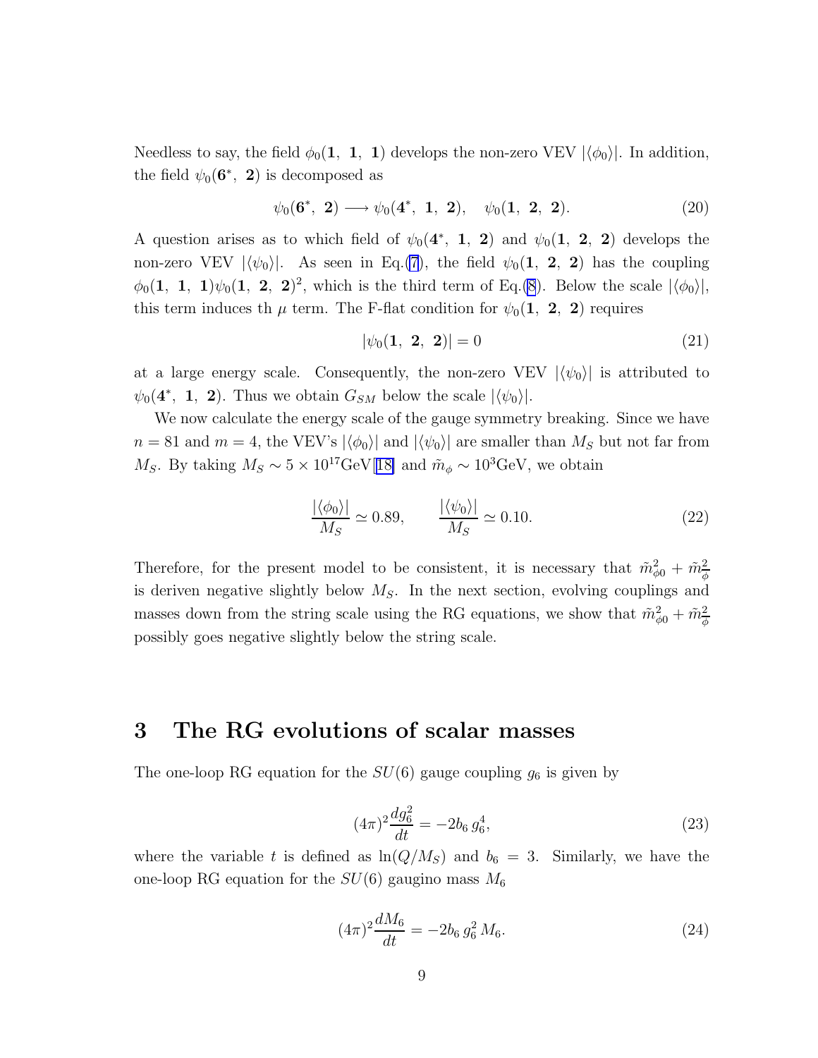Needless to say, the field $\phi_0(\mathbf{1},\ \mathbf{1},\ \mathbf{1})$ develops the non-zero VEV $|\langle\phi_0\rangle|$. In addition, the field $\psi_0(\mathbf{6}^*,\ \mathbf{2})$ is decomposed as

$$\psi_0(\mathbf{6}^*,\ \mathbf{2}) \longrightarrow \psi_0(\mathbf{4}^*,\ \mathbf{1},\ \mathbf{2}), \quad \psi_0(\mathbf{1},\ \mathbf{2},\ \mathbf{2}). \tag{20}$$

A question arises as to which field of $\psi_0(\mathbf{4}^*,\ \mathbf{1},\ \mathbf{2})$ and $\psi_0(\mathbf{1},\ \mathbf{2},\ \mathbf{2})$ develops the non-zero VEV $|\langle\psi_0\rangle|$. As seen in Eq.(7), the field $\psi_0(\mathbf{1},\ \mathbf{2},\ \mathbf{2})$ has the coupling $\phi_0(\mathbf{1},\ \mathbf{1},\ \mathbf{1})\psi_0(\mathbf{1},\ \mathbf{2},\ \mathbf{2})^2$, which is the third term of Eq.(8). Below the scale $|\langle\phi_0\rangle|$, this term induces th $\mu$ term. The F-flat condition for $\psi_0(\mathbf{1},\ \mathbf{2},\ \mathbf{2})$ requires

$$|\psi_0(\mathbf{1},\ \mathbf{2},\ \mathbf{2})| = 0 \tag{21}$$

at a large energy scale. Consequently, the non-zero VEV $|\langle\psi_0\rangle|$ is attributed to $\psi_0(\mathbf{4}^*,\ \mathbf{1},\ \mathbf{2})$. Thus we obtain $G_{SM}$ below the scale $|\langle\psi_0\rangle|$.

We now calculate the energy scale of the gauge symmetry breaking. Since we have $n = 81$ and $m = 4$, the VEV's $|\langle\phi_0\rangle|$ and $|\langle\psi_0\rangle|$ are smaller than $M_S$ but not far from $M_S$. By taking $M_S \sim 5 \times 10^{17}$GeV[18] and $\tilde{m}_\phi \sim 10^3$GeV, we obtain

$$\frac{|\langle\phi_0\rangle|}{M_S} \simeq 0.89, \qquad \frac{|\langle\psi_0\rangle|}{M_S} \simeq 0.10. \tag{22}$$

Therefore, for the present model to be consistent, it is necessary that $\tilde{m}^2_{\phi 0} + \tilde{m}^2_{\bar{\phi}}$ is deriven negative slightly below $M_S$. In the next section, evolving couplings and masses down from the string scale using the RG equations, we show that $\tilde{m}^2_{\phi 0} + \tilde{m}^2_{\bar{\phi}}$ possibly goes negative slightly below the string scale.

# 3 The RG evolutions of scalar masses

The one-loop RG equation for the $SU(6)$ gauge coupling $g_6$ is given by

$$(4\pi)^2 \frac{dg_6^2}{dt} = -2b_6\, g_6^4, \tag{23}$$

where the variable $t$ is defined as $\ln(Q/M_S)$ and $b_6 = 3$. Similarly, we have the one-loop RG equation for the $SU(6)$ gaugino mass $M_6$

$$(4\pi)^2 \frac{dM_6}{dt} = -2b_6\, g_6^2\, M_6. \tag{24}$$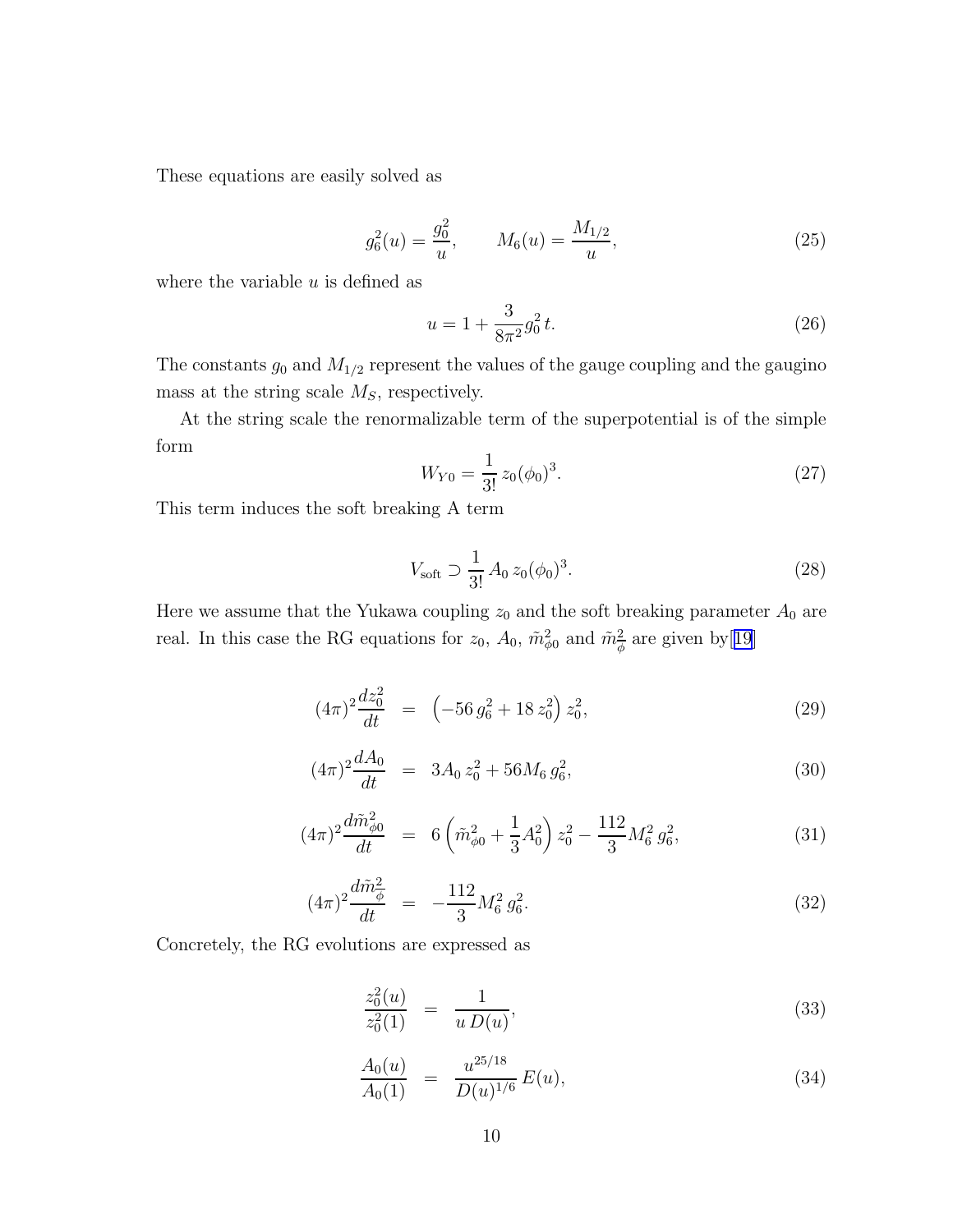These equations are easily solved as

$$g_6^2(u) = \frac{g_0^2}{u}, \qquad M_6(u) = \frac{M_{1/2}}{u}, \tag{25}$$

where the variable $u$ is defined as

$$u = 1 + \frac{3}{8\pi^2} g_0^2\, t. \tag{26}$$

The constants $g_0$ and $M_{1/2}$ represent the values of the gauge coupling and the gaugino mass at the string scale $M_S$, respectively.

At the string scale the renormalizable term of the superpotential is of the simple form

$$W_{Y0} = \frac{1}{3!}\, z_0 (\phi_0)^3. \tag{27}$$

This term induces the soft breaking A term

$$V_{\rm soft} \supset \frac{1}{3!}\, A_0\, z_0 (\phi_0)^3. \tag{28}$$

Here we assume that the Yukawa coupling $z_0$ and the soft breaking parameter $A_0$ are real. In this case the RG equations for $z_0$, $A_0$, $\tilde{m}^2_{\phi 0}$ and $\tilde{m}^2_{\bar{\phi}}$ are given by[19]

$$(4\pi)^2 \frac{dz_0^2}{dt} = \left( -56\, g_6^2 + 18\, z_0^2 \right) z_0^2, \tag{29}$$

$$(4\pi)^2 \frac{dA_0}{dt} = 3 A_0\, z_0^2 + 56 M_6\, g_6^2, \tag{30}$$

$$(4\pi)^2 \frac{d\tilde{m}^2_{\phi 0}}{dt} = 6 \left( \tilde{m}^2_{\phi 0} + \frac{1}{3} A_0^2 \right) z_0^2 - \frac{112}{3} M_6^2\, g_6^2, \tag{31}$$

$$(4\pi)^2 \frac{d\tilde{m}^2_{\bar{\phi}}}{dt} = -\frac{112}{3} M_6^2\, g_6^2. \tag{32}$$

Concretely, the RG evolutions are expressed as

$$\frac{z_0^2(u)}{z_0^2(1)} = \frac{1}{u\, D(u)}, \tag{33}$$

$$\frac{A_0(u)}{A_0(1)} = \frac{u^{25/18}}{D(u)^{1/6}}\, E(u), \tag{34}$$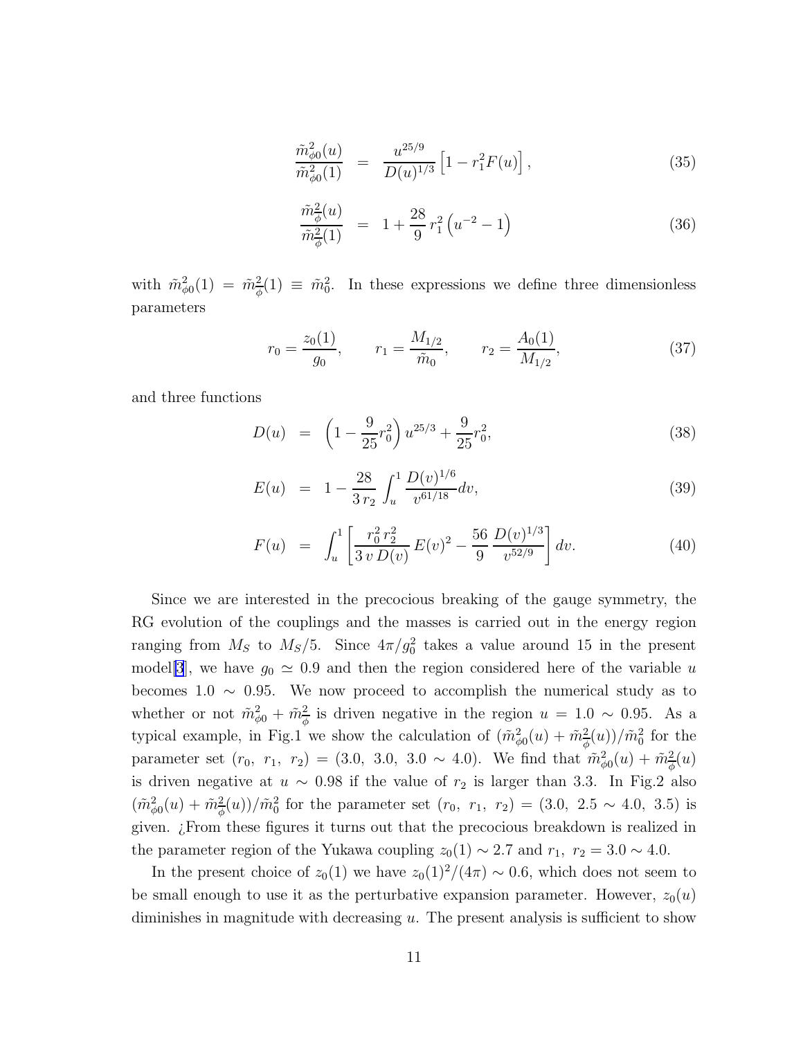$$
\frac{\tilde{m}^2_{\phi 0}(u)}{\tilde{m}^2_{\phi 0}(1)} = \frac{u^{25/9}}{D(u)^{1/3}} \left[1 - r_1^2 F(u)\right], \tag{35}
$$

$$
\frac{\tilde{m}^2_{\underline{\phi}}(u)}{\tilde{m}^2_{\underline{\phi}}(1)} = 1 + \frac{28}{9}\, r_1^2 \left(u^{-2} - 1\right) \tag{36}
$$

with $\tilde{m}^2_{\phi 0}(1) = \tilde{m}^2_{\underline{\phi}}(1) \equiv \tilde{m}^2_0$. In these expressions we define three dimensionless parameters

$$
r_0 = \frac{z_0(1)}{g_0}, \qquad r_1 = \frac{M_{1/2}}{\tilde{m}_0}, \qquad r_2 = \frac{A_0(1)}{M_{1/2}}, \tag{37}
$$

and three functions

$$
D(u) = \left(1 - \frac{9}{25} r_0^2\right) u^{25/3} + \frac{9}{25} r_0^2, \tag{38}
$$

$$
E(u) = 1 - \frac{28}{3\, r_2} \int_u^1 \frac{D(v)^{1/6}}{v^{61/18}} dv, \tag{39}
$$

$$
F(u) = \int_u^1 \left[ \frac{r_0^2\, r_2^2}{3\, v\, D(v)}\, E(v)^2 - \frac{56}{9}\, \frac{D(v)^{1/3}}{v^{52/9}} \right] dv. \tag{40}
$$

Since we are interested in the precocious breaking of the gauge symmetry, the RG evolution of the couplings and the masses is carried out in the energy region ranging from $M_S$ to $M_S/5$. Since $4\pi/g_0^2$ takes a value around 15 in the present model[3], we have $g_0 \simeq 0.9$ and then the region considered here of the variable $u$ becomes $1.0 \sim 0.95$. We now proceed to accomplish the numerical study as to whether or not $\tilde{m}^2_{\phi 0} + \tilde{m}^2_{\underline{\phi}}$ is driven negative in the region $u = 1.0 \sim 0.95$. As a typical example, in Fig.1 we show the calculation of $(\tilde{m}^2_{\phi 0}(u) + \tilde{m}^2_{\underline{\phi}}(u))/\tilde{m}^2_0$ for the parameter set $(r_0,\ r_1,\ r_2) = (3.0,\ 3.0,\ 3.0 \sim 4.0)$. We find that $\tilde{m}^2_{\phi 0}(u) + \tilde{m}^2_{\underline{\phi}}(u)$ is driven negative at $u \sim 0.98$ if the value of $r_2$ is larger than 3.3. In Fig.2 also $(\tilde{m}^2_{\phi 0}(u) + \tilde{m}^2_{\underline{\phi}}(u))/\tilde{m}^2_0$ for the parameter set $(r_0,\ r_1,\ r_2) = (3.0,\ 2.5 \sim 4.0,\ 3.5)$ is given. ¿From these figures it turns out that the precocious breakdown is realized in the parameter region of the Yukawa coupling $z_0(1) \sim 2.7$ and $r_1,\ r_2 = 3.0 \sim 4.0$.

In the present choice of $z_0(1)$ we have $z_0(1)^2/(4\pi) \sim 0.6$, which does not seem to be small enough to use it as the perturbative expansion parameter. However, $z_0(u)$ diminishes in magnitude with decreasing $u$. The present analysis is sufficient to show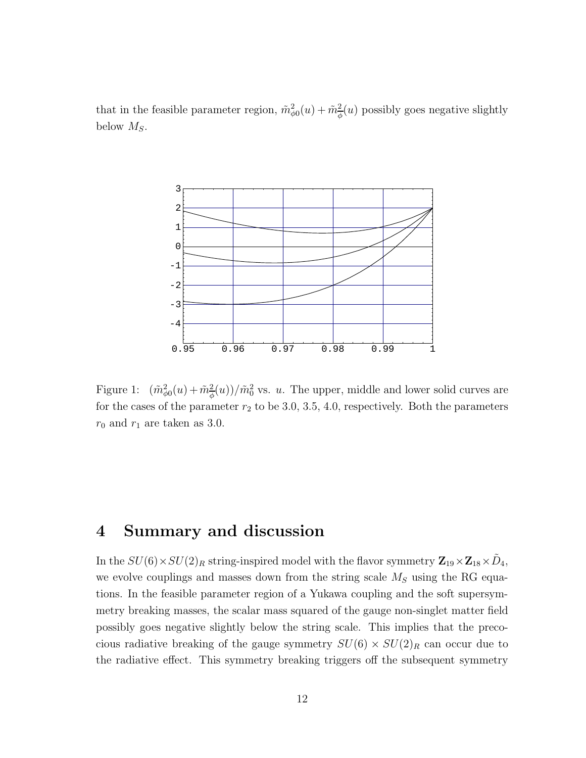that in the feasible parameter region, $\tilde{m}^2_{\phi 0}(u) + \tilde{m}^2_{\overline{\phi}}(u)$ possibly goes negative slightly below $M_S$.

Figure 1: $(\tilde{m}^2_{\phi 0}(u) + \tilde{m}^2_{\overline{\phi}}(u))/\tilde{m}^2_0$ vs. $u$. The upper, middle and lower solid curves are for the cases of the parameter $r_2$ to be 3.0, 3.5, 4.0, respectively. Both the parameters $r_0$ and $r_1$ are taken as 3.0.

## 4 Summary and discussion

In the $SU(6) \times SU(2)_R$ string-inspired model with the flavor symmetry $\mathbf{Z}_{19} \times \mathbf{Z}_{18} \times \tilde{D}_4$, we evolve couplings and masses down from the string scale $M_S$ using the RG equations. In the feasible parameter region of a Yukawa coupling and the soft supersymmetry breaking masses, the scalar mass squared of the gauge non-singlet matter field possibly goes negative slightly below the string scale. This implies that the precocious radiative breaking of the gauge symmetry $SU(6) \times SU(2)_R$ can occur due to the radiative effect. This symmetry breaking triggers off the subsequent symmetry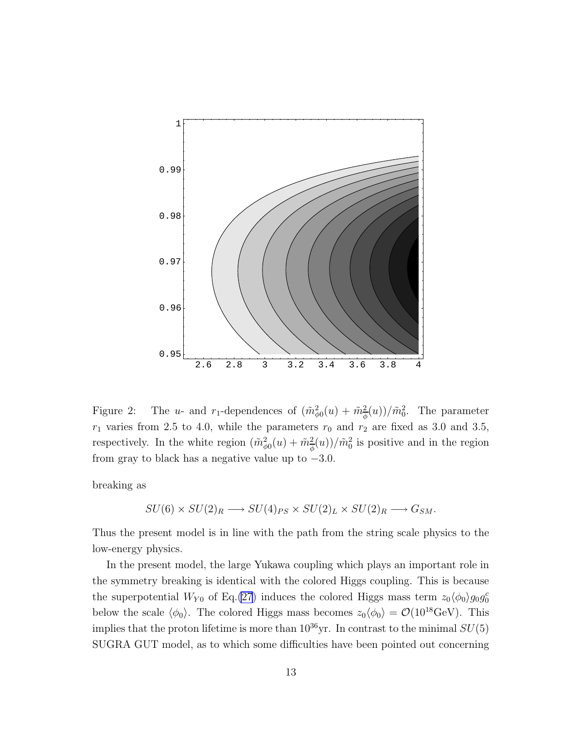Figure 2: The $u$- and $r_1$-dependences of $(\tilde{m}^2_{\phi 0}(u) + \tilde{m}^2_{\bar{\phi}}(u))/\tilde{m}^2_0$. The parameter $r_1$ varies from 2.5 to 4.0, while the parameters $r_0$ and $r_2$ are fixed as 3.0 and 3.5, respectively. In the white region $(\tilde{m}^2_{\phi 0}(u) + \tilde{m}^2_{\bar{\phi}}(u))/\tilde{m}^2_0$ is positive and in the region from gray to black has a negative value up to $-3.0$.

breaking as

$$SU(6) \times SU(2)_R \longrightarrow SU(4)_{PS} \times SU(2)_L \times SU(2)_R \longrightarrow G_{SM}.$$

Thus the present model is in line with the path from the string scale physics to the low-energy physics.

In the present model, the large Yukawa coupling which plays an important role in the symmetry breaking is identical with the colored Higgs coupling. This is because the superpotential $W_{Y0}$ of Eq.(27) induces the colored Higgs mass term $z_0 \langle \phi_0 \rangle g_0 g_0^c$ below the scale $\langle \phi_0 \rangle$. The colored Higgs mass becomes $z_0 \langle \phi_0 \rangle = \mathcal{O}(10^{18}\text{GeV})$. This implies that the proton lifetime is more than $10^{36}$yr. In contrast to the minimal $SU(5)$ SUGRA GUT model, as to which some difficulties have been pointed out concerning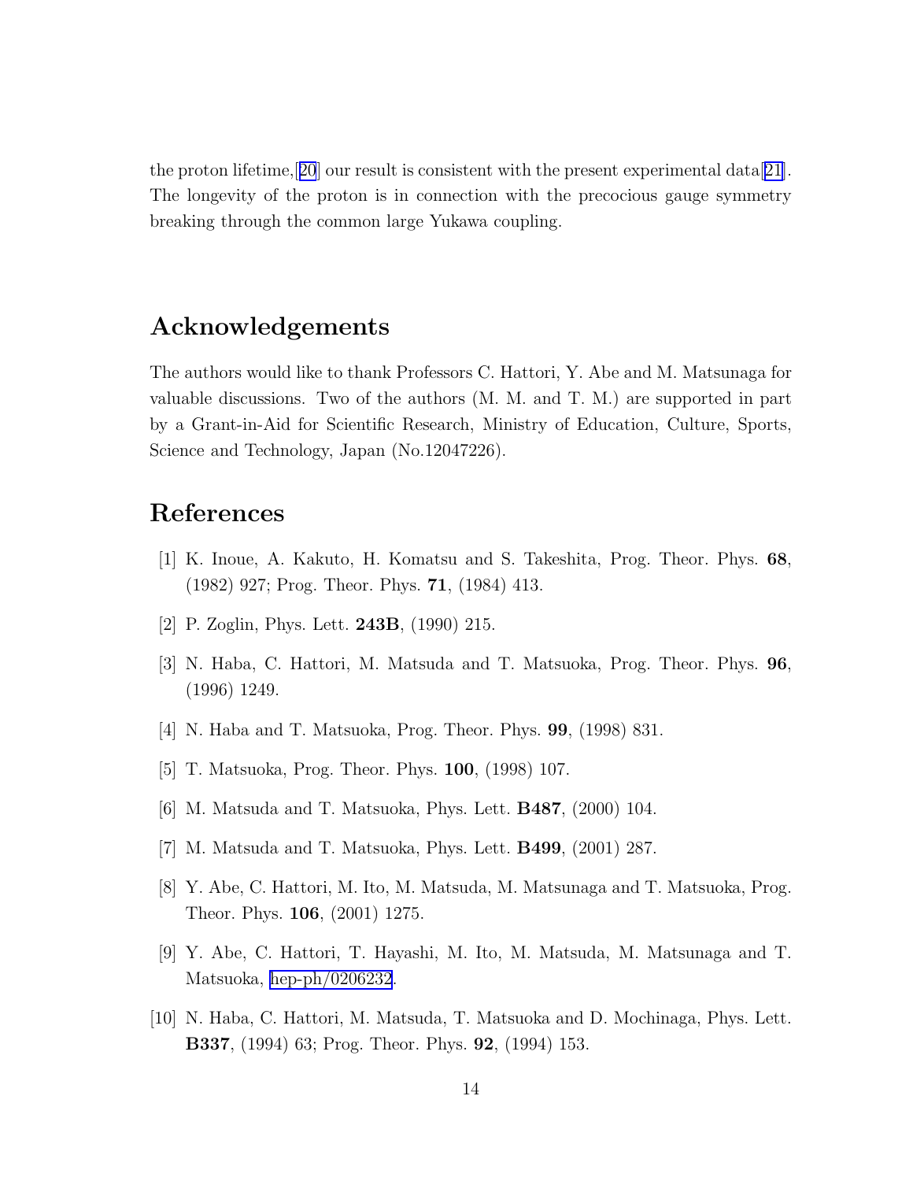the proton lifetime,[20] our result is consistent with the present experimental data[21]. The longevity of the proton is in connection with the precocious gauge symmetry breaking through the common large Yukawa coupling.

## Acknowledgements

The authors would like to thank Professors C. Hattori, Y. Abe and M. Matsunaga for valuable discussions. Two of the authors (M. M. and T. M.) are supported in part by a Grant-in-Aid for Scientific Research, Ministry of Education, Culture, Sports, Science and Technology, Japan (No.12047226).

## References

[1] K. Inoue, A. Kakuto, H. Komatsu and S. Takeshita, Prog. Theor. Phys. **68**, (1982) 927; Prog. Theor. Phys. **71**, (1984) 413.

[2] P. Zoglin, Phys. Lett. **243B**, (1990) 215.

[3] N. Haba, C. Hattori, M. Matsuda and T. Matsuoka, Prog. Theor. Phys. **96**, (1996) 1249.

[4] N. Haba and T. Matsuoka, Prog. Theor. Phys. **99**, (1998) 831.

[5] T. Matsuoka, Prog. Theor. Phys. **100**, (1998) 107.

[6] M. Matsuda and T. Matsuoka, Phys. Lett. **B487**, (2000) 104.

[7] M. Matsuda and T. Matsuoka, Phys. Lett. **B499**, (2001) 287.

[8] Y. Abe, C. Hattori, M. Ito, M. Matsuda, M. Matsunaga and T. Matsuoka, Prog. Theor. Phys. **106**, (2001) 1275.

[9] Y. Abe, C. Hattori, T. Hayashi, M. Ito, M. Matsuda, M. Matsunaga and T. Matsuoka, hep-ph/0206232.

[10] N. Haba, C. Hattori, M. Matsuda, T. Matsuoka and D. Mochinaga, Phys. Lett. **B337**, (1994) 63; Prog. Theor. Phys. **92**, (1994) 153.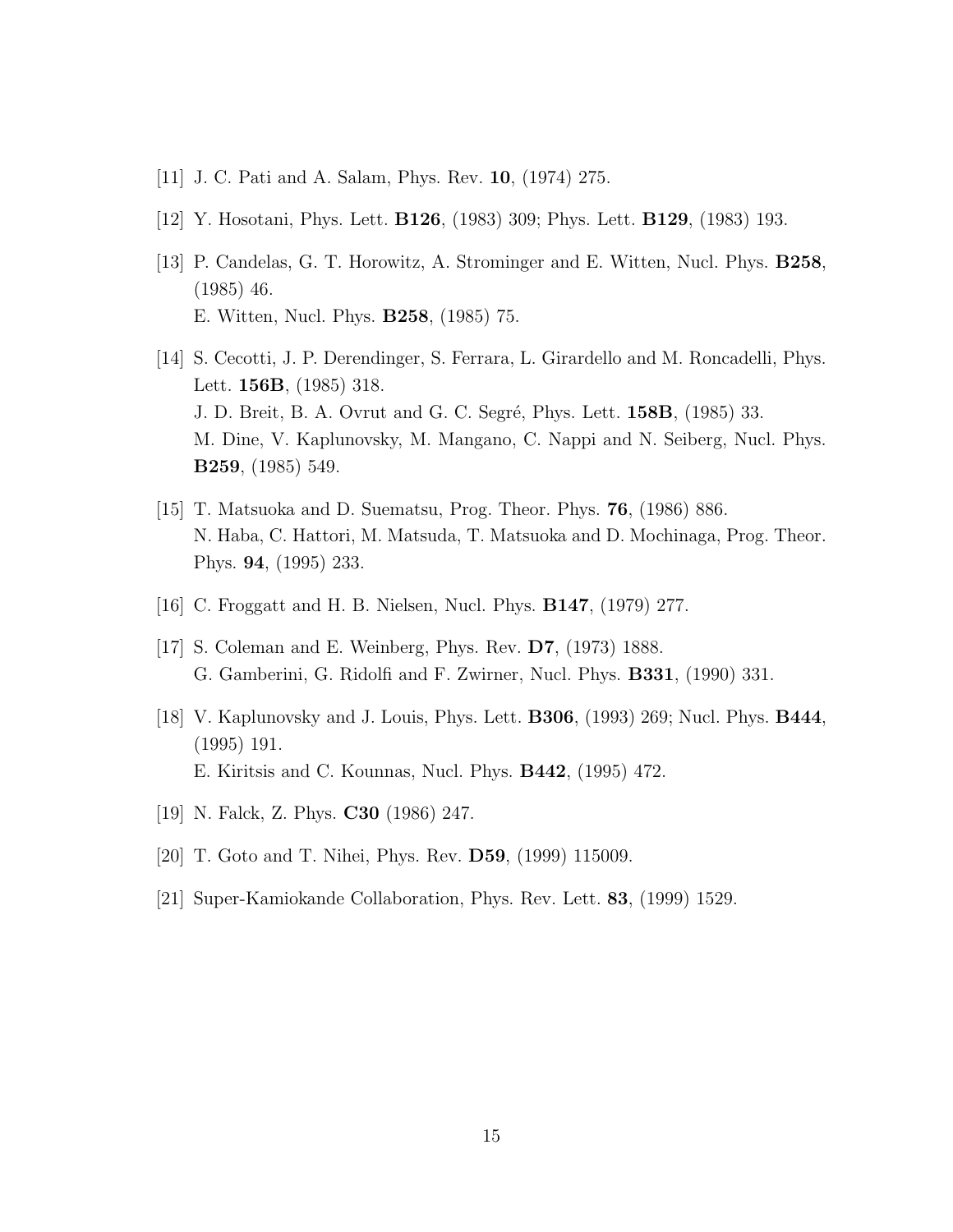[11] J. C. Pati and A. Salam, Phys. Rev. **10**, (1974) 275.

[12] Y. Hosotani, Phys. Lett. **B126**, (1983) 309; Phys. Lett. **B129**, (1983) 193.

[13] P. Candelas, G. T. Horowitz, A. Strominger and E. Witten, Nucl. Phys. **B258**, (1985) 46.
E. Witten, Nucl. Phys. **B258**, (1985) 75.

[14] S. Cecotti, J. P. Derendinger, S. Ferrara, L. Girardello and M. Roncadelli, Phys. Lett. **156B**, (1985) 318.
J. D. Breit, B. A. Ovrut and G. C. Segré, Phys. Lett. **158B**, (1985) 33.
M. Dine, V. Kaplunovsky, M. Mangano, C. Nappi and N. Seiberg, Nucl. Phys. **B259**, (1985) 549.

[15] T. Matsuoka and D. Suematsu, Prog. Theor. Phys. **76**, (1986) 886.
N. Haba, C. Hattori, M. Matsuda, T. Matsuoka and D. Mochinaga, Prog. Theor. Phys. **94**, (1995) 233.

[16] C. Froggatt and H. B. Nielsen, Nucl. Phys. **B147**, (1979) 277.

[17] S. Coleman and E. Weinberg, Phys. Rev. **D7**, (1973) 1888.
G. Gamberini, G. Ridolfi and F. Zwirner, Nucl. Phys. **B331**, (1990) 331.

[18] V. Kaplunovsky and J. Louis, Phys. Lett. **B306**, (1993) 269; Nucl. Phys. **B444**, (1995) 191.
E. Kiritsis and C. Kounnas, Nucl. Phys. **B442**, (1995) 472.

[19] N. Falck, Z. Phys. **C30** (1986) 247.

[20] T. Goto and T. Nihei, Phys. Rev. **D59**, (1999) 115009.

[21] Super-Kamiokande Collaboration, Phys. Rev. Lett. **83**, (1999) 1529.